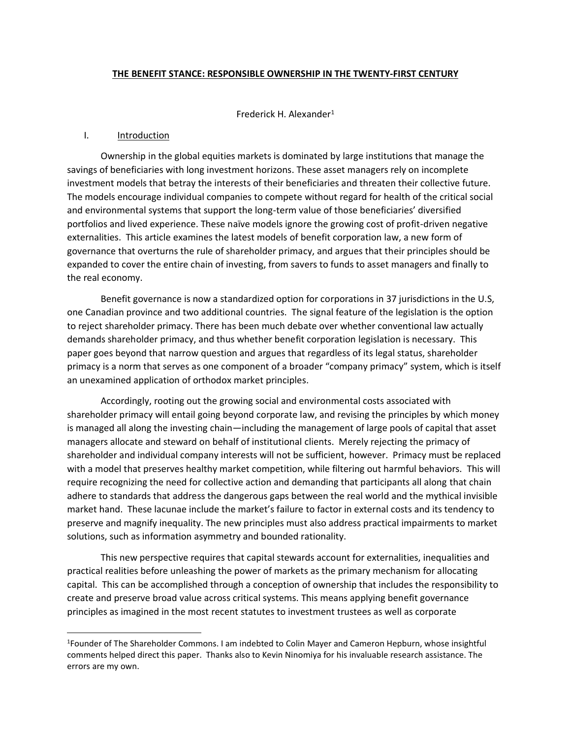# THE BENEFIT STANCE: RESPONSIBLE OWNERSHIP IN THE TWENTY-FIRST CENTURY

Frederick H. Alexander[1]

## I. Introduction

Ownership in the global equities markets is dominated by large institutions that manage the savings of beneficiaries with long investment horizons. These asset managers rely on incomplete investment models that betray the interests of their beneficiaries and threaten their collective future. The models encourage individual companies to compete without regard for health of the critical social and environmental systems that support the long-term value of those beneficiaries' diversified portfolios and lived experience. These naïve models ignore the growing cost of profit-driven negative externalities. This article examines the latest models of benefit corporation law, a new form of governance that overturns the rule of shareholder primacy, and argues that their principles should be expanded to cover the entire chain of investing, from savers to funds to asset managers and finally to the real economy.

Benefit governance is now a standardized option for corporations in 37 jurisdictions in the U.S, one Canadian province and two additional countries. The signal feature of the legislation is the option to reject shareholder primacy. There has been much debate over whether conventional law actually demands shareholder primacy, and thus whether benefit corporation legislation is necessary. This paper goes beyond that narrow question and argues that regardless of its legal status, shareholder primacy is a norm that serves as one component of a broader "company primacy" system, which is itself an unexamined application of orthodox market principles.

Accordingly, rooting out the growing social and environmental costs associated with shareholder primacy will entail going beyond corporate law, and revising the principles by which money is managed all along the investing chain—including the management of large pools of capital that asset managers allocate and steward on behalf of institutional clients. Merely rejecting the primacy of shareholder and individual company interests will not be sufficient, however. Primacy must be replaced with a model that preserves healthy market competition, while filtering out harmful behaviors. This will require recognizing the need for collective action and demanding that participants all along that chain adhere to standards that address the dangerous gaps between the real world and the mythical invisible market hand. These lacunae include the market's failure to factor in external costs and its tendency to preserve and magnify inequality. The new principles must also address practical impairments to market solutions, such as information asymmetry and bounded rationality.

This new perspective requires that capital stewards account for externalities, inequalities and practical realities before unleashing the power of markets as the primary mechanism for allocating capital. This can be accomplished through a conception of ownership that includes the responsibility to create and preserve broad value across critical systems. This means applying benefit governance principles as imagined in the most recent statutes to investment trustees as well as corporate

---

[1]Founder of The Shareholder Commons. I am indebted to Colin Mayer and Cameron Hepburn, whose insightful comments helped direct this paper. Thanks also to Kevin Ninomiya for his invaluable research assistance. The errors are my own.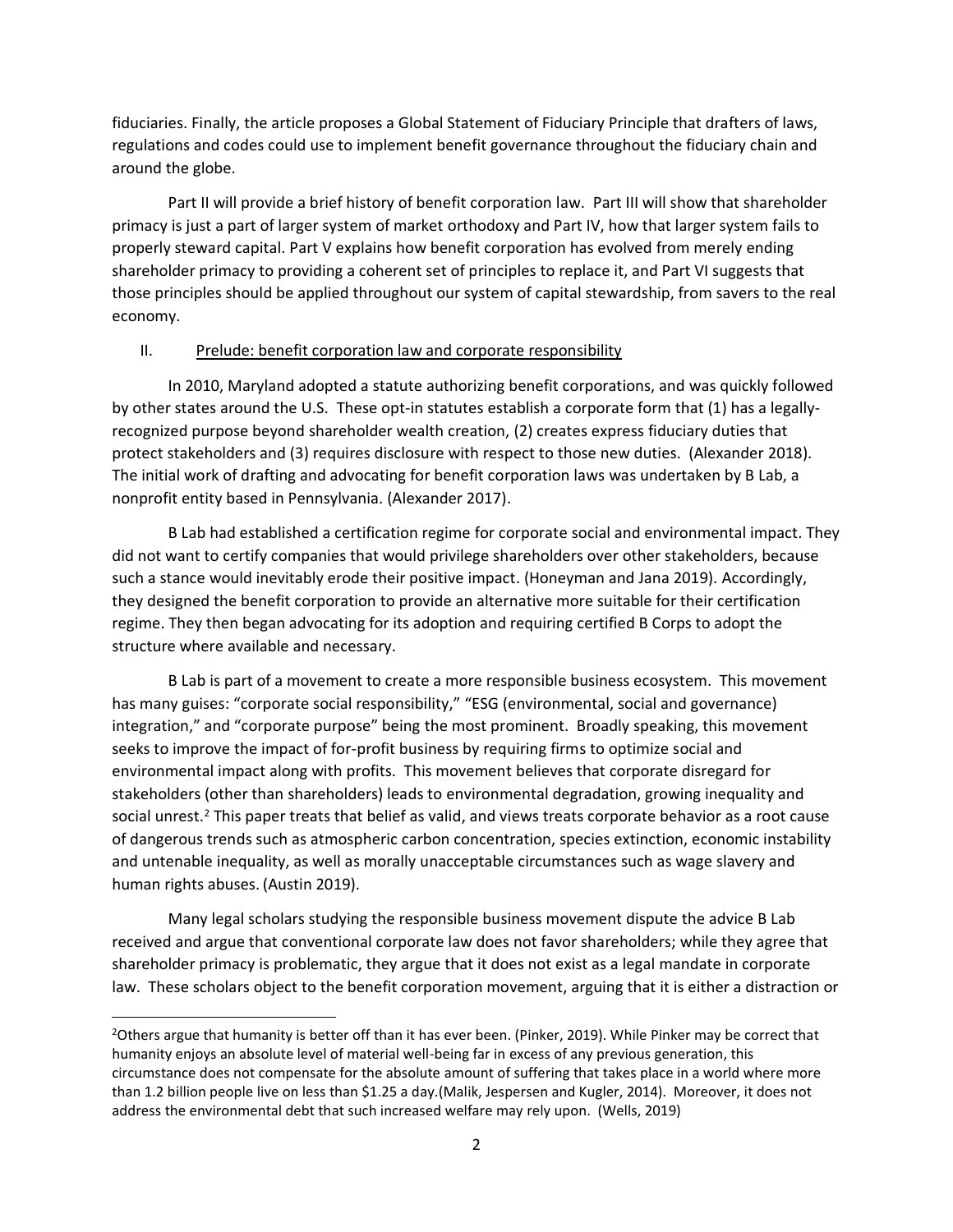fiduciaries. Finally, the article proposes a Global Statement of Fiduciary Principle that drafters of laws, regulations and codes could use to implement benefit governance throughout the fiduciary chain and around the globe.

Part II will provide a brief history of benefit corporation law. Part III will show that shareholder primacy is just a part of larger system of market orthodoxy and Part IV, how that larger system fails to properly steward capital. Part V explains how benefit corporation has evolved from merely ending shareholder primacy to providing a coherent set of principles to replace it, and Part VI suggests that those principles should be applied throughout our system of capital stewardship, from savers to the real economy.

## II. Prelude: benefit corporation law and corporate responsibility

In 2010, Maryland adopted a statute authorizing benefit corporations, and was quickly followed by other states around the U.S. These opt-in statutes establish a corporate form that (1) has a legally-recognized purpose beyond shareholder wealth creation, (2) creates express fiduciary duties that protect stakeholders and (3) requires disclosure with respect to those new duties. (Alexander 2018). The initial work of drafting and advocating for benefit corporation laws was undertaken by B Lab, a nonprofit entity based in Pennsylvania. (Alexander 2017).

B Lab had established a certification regime for corporate social and environmental impact. They did not want to certify companies that would privilege shareholders over other stakeholders, because such a stance would inevitably erode their positive impact. (Honeyman and Jana 2019). Accordingly, they designed the benefit corporation to provide an alternative more suitable for their certification regime. They then began advocating for its adoption and requiring certified B Corps to adopt the structure where available and necessary.

B Lab is part of a movement to create a more responsible business ecosystem. This movement has many guises: "corporate social responsibility," "ESG (environmental, social and governance) integration," and "corporate purpose" being the most prominent. Broadly speaking, this movement seeks to improve the impact of for-profit business by requiring firms to optimize social and environmental impact along with profits. This movement believes that corporate disregard for stakeholders (other than shareholders) leads to environmental degradation, growing inequality and social unrest.[2] This paper treats that belief as valid, and views treats corporate behavior as a root cause of dangerous trends such as atmospheric carbon concentration, species extinction, economic instability and untenable inequality, as well as morally unacceptable circumstances such as wage slavery and human rights abuses. (Austin 2019).

Many legal scholars studying the responsible business movement dispute the advice B Lab received and argue that conventional corporate law does not favor shareholders; while they agree that shareholder primacy is problematic, they argue that it does not exist as a legal mandate in corporate law. These scholars object to the benefit corporation movement, arguing that it is either a distraction or

[2]Others argue that humanity is better off than it has ever been. (Pinker, 2019). While Pinker may be correct that humanity enjoys an absolute level of material well-being far in excess of any previous generation, this circumstance does not compensate for the absolute amount of suffering that takes place in a world where more than 1.2 billion people live on less than $1.25 a day.(Malik, Jespersen and Kugler, 2014). Moreover, it does not address the environmental debt that such increased welfare may rely upon. (Wells, 2019)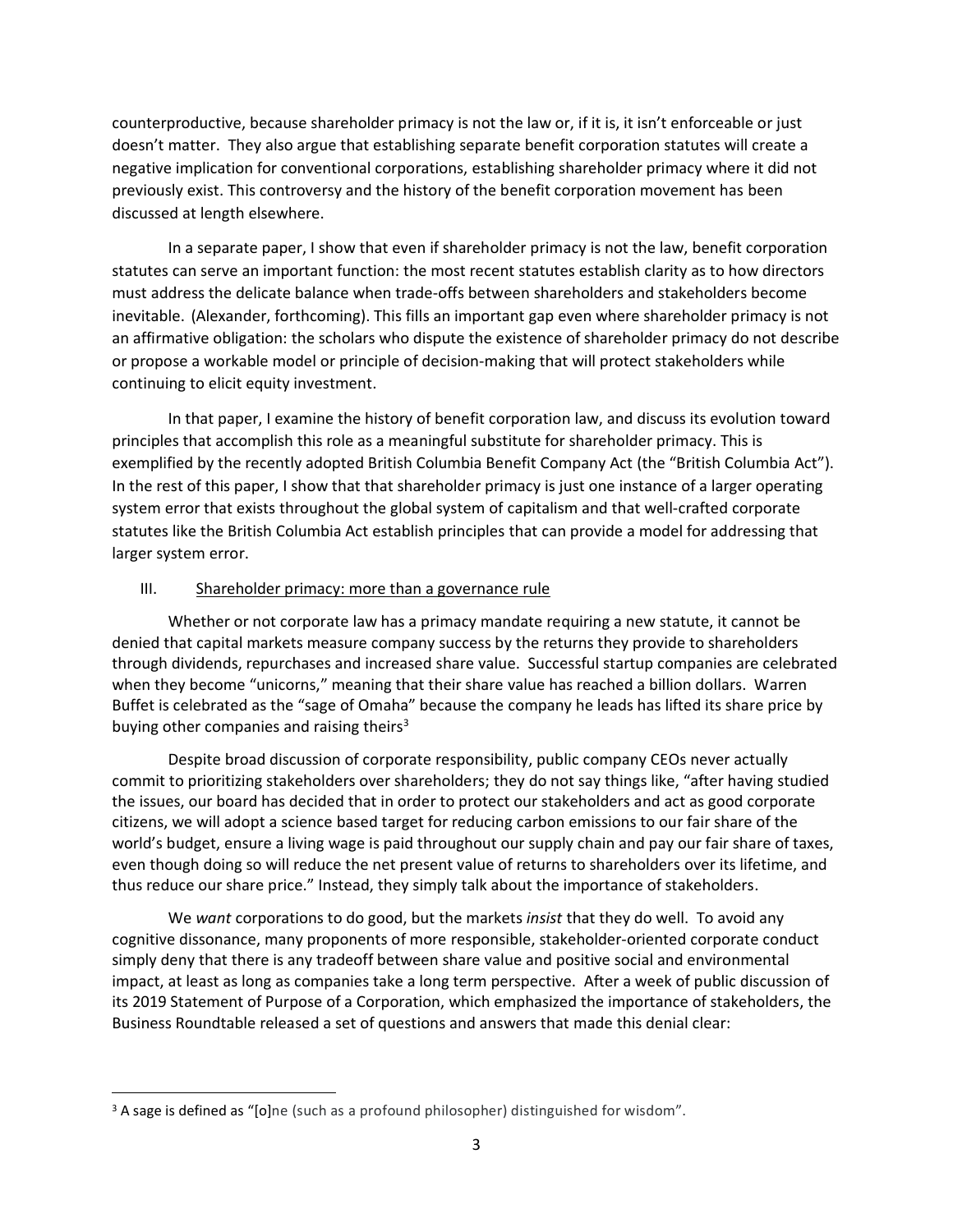counterproductive, because shareholder primacy is not the law or, if it is, it isn't enforceable or just doesn't matter. They also argue that establishing separate benefit corporation statutes will create a negative implication for conventional corporations, establishing shareholder primacy where it did not previously exist. This controversy and the history of the benefit corporation movement has been discussed at length elsewhere.

In a separate paper, I show that even if shareholder primacy is not the law, benefit corporation statutes can serve an important function: the most recent statutes establish clarity as to how directors must address the delicate balance when trade-offs between shareholders and stakeholders become inevitable. (Alexander, forthcoming). This fills an important gap even where shareholder primacy is not an affirmative obligation: the scholars who dispute the existence of shareholder primacy do not describe or propose a workable model or principle of decision-making that will protect stakeholders while continuing to elicit equity investment.

In that paper, I examine the history of benefit corporation law, and discuss its evolution toward principles that accomplish this role as a meaningful substitute for shareholder primacy. This is exemplified by the recently adopted British Columbia Benefit Company Act (the "British Columbia Act"). In the rest of this paper, I show that that shareholder primacy is just one instance of a larger operating system error that exists throughout the global system of capitalism and that well-crafted corporate statutes like the British Columbia Act establish principles that can provide a model for addressing that larger system error.

## III. Shareholder primacy: more than a governance rule

Whether or not corporate law has a primacy mandate requiring a new statute, it cannot be denied that capital markets measure company success by the returns they provide to shareholders through dividends, repurchases and increased share value. Successful startup companies are celebrated when they become "unicorns," meaning that their share value has reached a billion dollars. Warren Buffet is celebrated as the "sage of Omaha" because the company he leads has lifted its share price by buying other companies and raising theirs[3]

Despite broad discussion of corporate responsibility, public company CEOs never actually commit to prioritizing stakeholders over shareholders; they do not say things like, "after having studied the issues, our board has decided that in order to protect our stakeholders and act as good corporate citizens, we will adopt a science based target for reducing carbon emissions to our fair share of the world's budget, ensure a living wage is paid throughout our supply chain and pay our fair share of taxes, even though doing so will reduce the net present value of returns to shareholders over its lifetime, and thus reduce our share price." Instead, they simply talk about the importance of stakeholders.

We *want* corporations to do good, but the markets *insist* that they do well. To avoid any cognitive dissonance, many proponents of more responsible, stakeholder-oriented corporate conduct simply deny that there is any tradeoff between share value and positive social and environmental impact, at least as long as companies take a long term perspective. After a week of public discussion of its 2019 Statement of Purpose of a Corporation, which emphasized the importance of stakeholders, the Business Roundtable released a set of questions and answers that made this denial clear:

---

[3] A sage is defined as "[o]ne (such as a profound philosopher) distinguished for wisdom".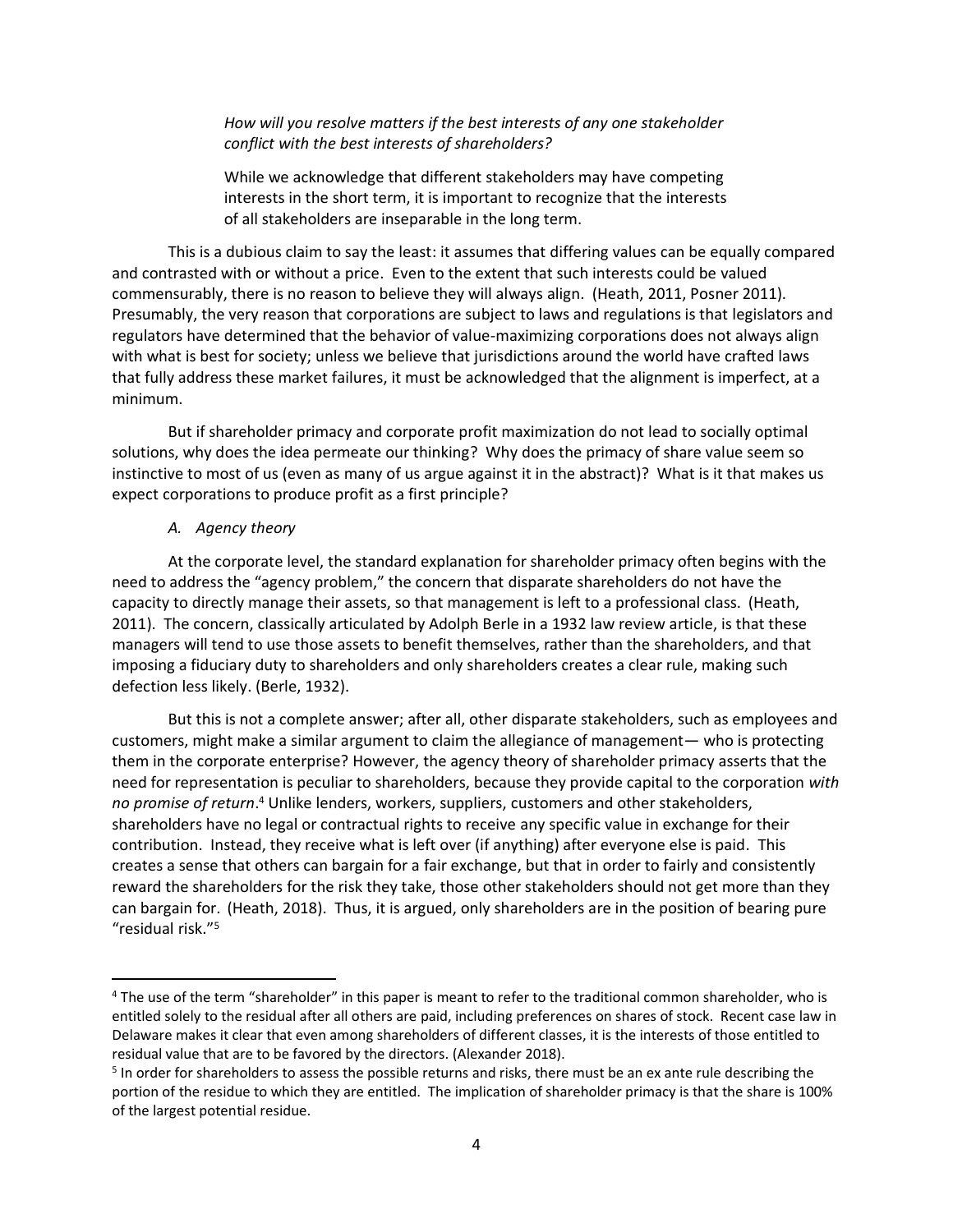> *How will you resolve matters if the best interests of any one stakeholder conflict with the best interests of shareholders?*
>
> While we acknowledge that different stakeholders may have competing interests in the short term, it is important to recognize that the interests of all stakeholders are inseparable in the long term.

This is a dubious claim to say the least: it assumes that differing values can be equally compared and contrasted with or without a price. Even to the extent that such interests could be valued commensurably, there is no reason to believe they will always align. (Heath, 2011, Posner 2011). Presumably, the very reason that corporations are subject to laws and regulations is that legislators and regulators have determined that the behavior of value-maximizing corporations does not always align with what is best for society; unless we believe that jurisdictions around the world have crafted laws that fully address these market failures, it must be acknowledged that the alignment is imperfect, at a minimum.

But if shareholder primacy and corporate profit maximization do not lead to socially optimal solutions, why does the idea permeate our thinking? Why does the primacy of share value seem so instinctive to most of us (even as many of us argue against it in the abstract)? What is it that makes us expect corporations to produce profit as a first principle?

### *A. Agency theory*

At the corporate level, the standard explanation for shareholder primacy often begins with the need to address the "agency problem," the concern that disparate shareholders do not have the capacity to directly manage their assets, so that management is left to a professional class. (Heath, 2011). The concern, classically articulated by Adolph Berle in a 1932 law review article, is that these managers will tend to use those assets to benefit themselves, rather than the shareholders, and that imposing a fiduciary duty to shareholders and only shareholders creates a clear rule, making such defection less likely. (Berle, 1932).

But this is not a complete answer; after all, other disparate stakeholders, such as employees and customers, might make a similar argument to claim the allegiance of management— who is protecting them in the corporate enterprise? However, the agency theory of shareholder primacy asserts that the need for representation is peculiar to shareholders, because they provide capital to the corporation *with no promise of return*.[4] Unlike lenders, workers, suppliers, customers and other stakeholders, shareholders have no legal or contractual rights to receive any specific value in exchange for their contribution. Instead, they receive what is left over (if anything) after everyone else is paid. This creates a sense that others can bargain for a fair exchange, but that in order to fairly and consistently reward the shareholders for the risk they take, those other stakeholders should not get more than they can bargain for. (Heath, 2018). Thus, it is argued, only shareholders are in the position of bearing pure "residual risk."[5]

---

[4] The use of the term "shareholder" in this paper is meant to refer to the traditional common shareholder, who is entitled solely to the residual after all others are paid, including preferences on shares of stock. Recent case law in Delaware makes it clear that even among shareholders of different classes, it is the interests of those entitled to residual value that are to be favored by the directors. (Alexander 2018).

[5] In order for shareholders to assess the possible returns and risks, there must be an ex ante rule describing the portion of the residue to which they are entitled. The implication of shareholder primacy is that the share is 100% of the largest potential residue.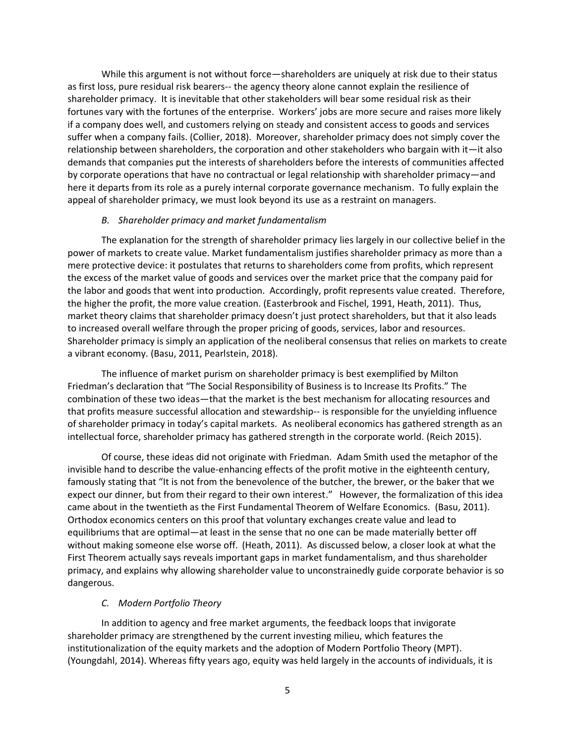While this argument is not without force—shareholders are uniquely at risk due to their status as first loss, pure residual risk bearers-- the agency theory alone cannot explain the resilience of shareholder primacy. It is inevitable that other stakeholders will bear some residual risk as their fortunes vary with the fortunes of the enterprise. Workers' jobs are more secure and raises more likely if a company does well, and customers relying on steady and consistent access to goods and services suffer when a company fails. (Collier, 2018). Moreover, shareholder primacy does not simply cover the relationship between shareholders, the corporation and other stakeholders who bargain with it—it also demands that companies put the interests of shareholders before the interests of communities affected by corporate operations that have no contractual or legal relationship with shareholder primacy—and here it departs from its role as a purely internal corporate governance mechanism. To fully explain the appeal of shareholder primacy, we must look beyond its use as a restraint on managers.

### *B. Shareholder primacy and market fundamentalism*

The explanation for the strength of shareholder primacy lies largely in our collective belief in the power of markets to create value. Market fundamentalism justifies shareholder primacy as more than a mere protective device: it postulates that returns to shareholders come from profits, which represent the excess of the market value of goods and services over the market price that the company paid for the labor and goods that went into production. Accordingly, profit represents value created. Therefore, the higher the profit, the more value creation. (Easterbrook and Fischel, 1991, Heath, 2011). Thus, market theory claims that shareholder primacy doesn't just protect shareholders, but that it also leads to increased overall welfare through the proper pricing of goods, services, labor and resources. Shareholder primacy is simply an application of the neoliberal consensus that relies on markets to create a vibrant economy. (Basu, 2011, Pearlstein, 2018).

The influence of market purism on shareholder primacy is best exemplified by Milton Friedman's declaration that "The Social Responsibility of Business is to Increase Its Profits." The combination of these two ideas—that the market is the best mechanism for allocating resources and that profits measure successful allocation and stewardship-- is responsible for the unyielding influence of shareholder primacy in today's capital markets. As neoliberal economics has gathered strength as an intellectual force, shareholder primacy has gathered strength in the corporate world. (Reich 2015).

Of course, these ideas did not originate with Friedman. Adam Smith used the metaphor of the invisible hand to describe the value-enhancing effects of the profit motive in the eighteenth century, famously stating that "It is not from the benevolence of the butcher, the brewer, or the baker that we expect our dinner, but from their regard to their own interest." However, the formalization of this idea came about in the twentieth as the First Fundamental Theorem of Welfare Economics. (Basu, 2011). Orthodox economics centers on this proof that voluntary exchanges create value and lead to equilibriums that are optimal—at least in the sense that no one can be made materially better off without making someone else worse off. (Heath, 2011). As discussed below, a closer look at what the First Theorem actually says reveals important gaps in market fundamentalism, and thus shareholder primacy, and explains why allowing shareholder value to unconstrainedly guide corporate behavior is so dangerous.

### *C. Modern Portfolio Theory*

In addition to agency and free market arguments, the feedback loops that invigorate shareholder primacy are strengthened by the current investing milieu, which features the institutionalization of the equity markets and the adoption of Modern Portfolio Theory (MPT). (Youngdahl, 2014). Whereas fifty years ago, equity was held largely in the accounts of individuals, it is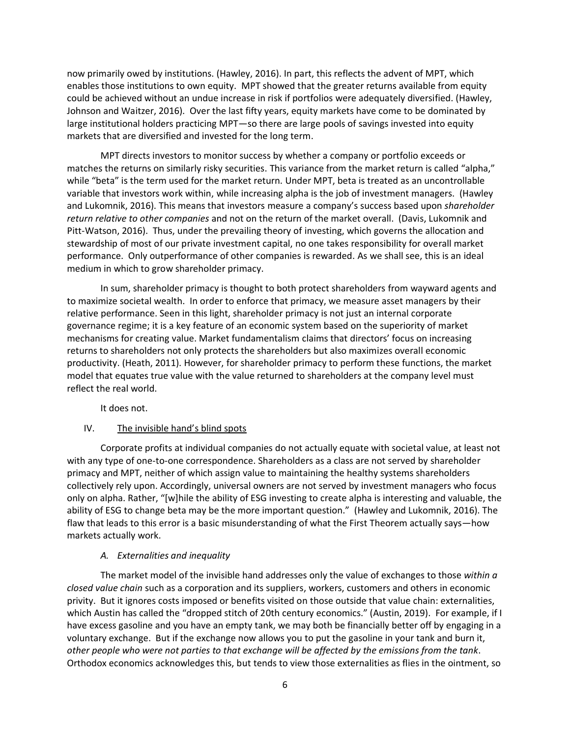now primarily owed by institutions. (Hawley, 2016). In part, this reflects the advent of MPT, which enables those institutions to own equity. MPT showed that the greater returns available from equity could be achieved without an undue increase in risk if portfolios were adequately diversified. (Hawley, Johnson and Waitzer, 2016). Over the last fifty years, equity markets have come to be dominated by large institutional holders practicing MPT—so there are large pools of savings invested into equity markets that are diversified and invested for the long term.

MPT directs investors to monitor success by whether a company or portfolio exceeds or matches the returns on similarly risky securities. This variance from the market return is called "alpha," while "beta" is the term used for the market return. Under MPT, beta is treated as an uncontrollable variable that investors work within, while increasing alpha is the job of investment managers. (Hawley and Lukomnik, 2016). This means that investors measure a company's success based upon *shareholder return relative to other companies* and not on the return of the market overall. (Davis, Lukomnik and Pitt-Watson, 2016). Thus, under the prevailing theory of investing, which governs the allocation and stewardship of most of our private investment capital, no one takes responsibility for overall market performance. Only outperformance of other companies is rewarded. As we shall see, this is an ideal medium in which to grow shareholder primacy.

In sum, shareholder primacy is thought to both protect shareholders from wayward agents and to maximize societal wealth. In order to enforce that primacy, we measure asset managers by their relative performance. Seen in this light, shareholder primacy is not just an internal corporate governance regime; it is a key feature of an economic system based on the superiority of market mechanisms for creating value. Market fundamentalism claims that directors' focus on increasing returns to shareholders not only protects the shareholders but also maximizes overall economic productivity. (Heath, 2011). However, for shareholder primacy to perform these functions, the market model that equates true value with the value returned to shareholders at the company level must reflect the real world.

It does not.

## IV. The invisible hand's blind spots

Corporate profits at individual companies do not actually equate with societal value, at least not with any type of one-to-one correspondence. Shareholders as a class are not served by shareholder primacy and MPT, neither of which assign value to maintaining the healthy systems shareholders collectively rely upon. Accordingly, universal owners are not served by investment managers who focus only on alpha. Rather, "[w]hile the ability of ESG investing to create alpha is interesting and valuable, the ability of ESG to change beta may be the more important question." (Hawley and Lukomnik, 2016). The flaw that leads to this error is a basic misunderstanding of what the First Theorem actually says—how markets actually work.

### *A. Externalities and inequality*

The market model of the invisible hand addresses only the value of exchanges to those *within a closed value chain* such as a corporation and its suppliers, workers, customers and others in economic privity. But it ignores costs imposed or benefits visited on those outside that value chain: externalities, which Austin has called the "dropped stitch of 20th century economics." (Austin, 2019). For example, if I have excess gasoline and you have an empty tank, we may both be financially better off by engaging in a voluntary exchange. But if the exchange now allows you to put the gasoline in your tank and burn it, *other people who were not parties to that exchange will be affected by the emissions from the tank*. Orthodox economics acknowledges this, but tends to view those externalities as flies in the ointment, so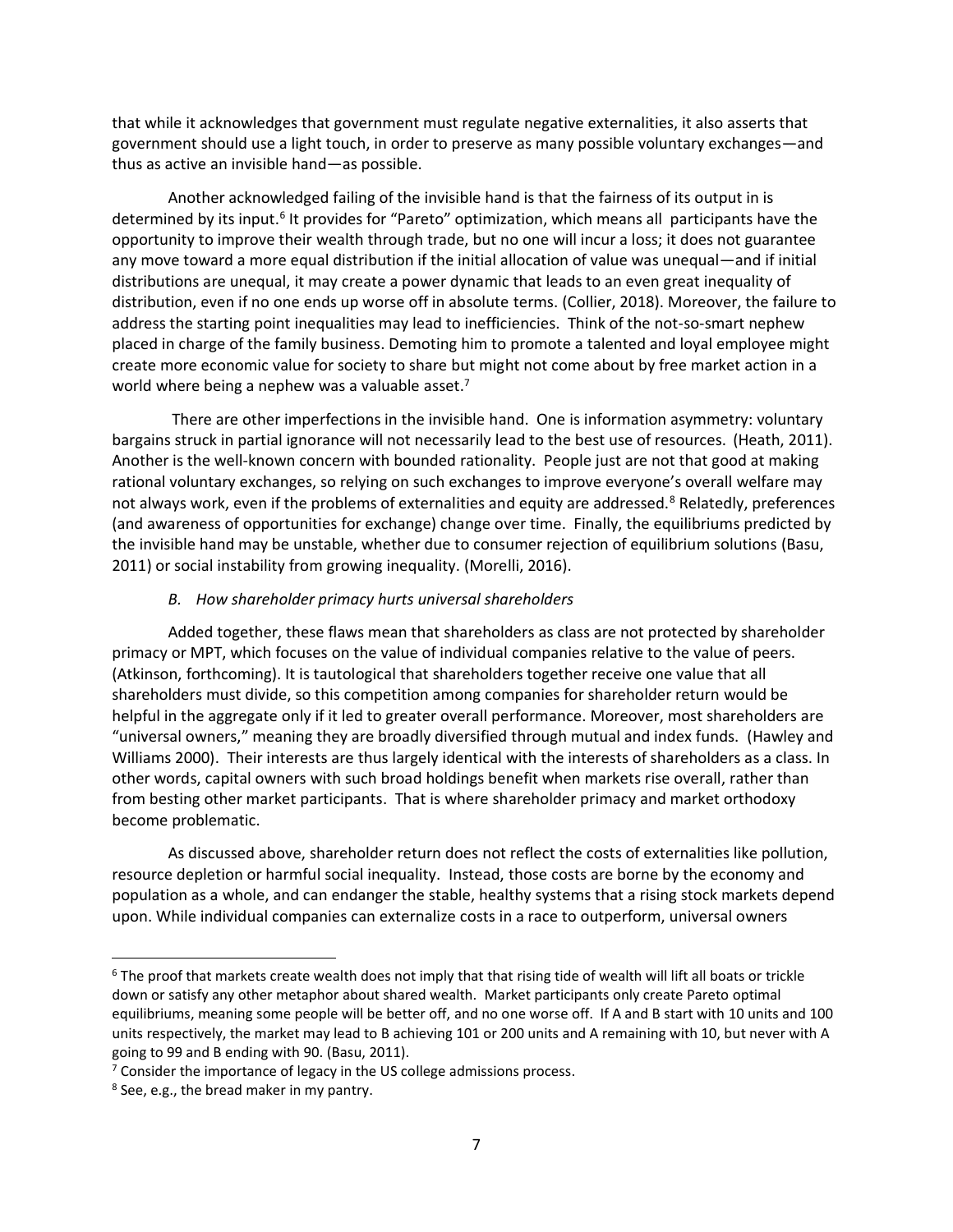that while it acknowledges that government must regulate negative externalities, it also asserts that government should use a light touch, in order to preserve as many possible voluntary exchanges—and thus as active an invisible hand—as possible.

Another acknowledged failing of the invisible hand is that the fairness of its output in is determined by its input.[6] It provides for "Pareto" optimization, which means all participants have the opportunity to improve their wealth through trade, but no one will incur a loss; it does not guarantee any move toward a more equal distribution if the initial allocation of value was unequal—and if initial distributions are unequal, it may create a power dynamic that leads to an even great inequality of distribution, even if no one ends up worse off in absolute terms. (Collier, 2018). Moreover, the failure to address the starting point inequalities may lead to inefficiencies. Think of the not-so-smart nephew placed in charge of the family business. Demoting him to promote a talented and loyal employee might create more economic value for society to share but might not come about by free market action in a world where being a nephew was a valuable asset.[7]

There are other imperfections in the invisible hand. One is information asymmetry: voluntary bargains struck in partial ignorance will not necessarily lead to the best use of resources. (Heath, 2011). Another is the well-known concern with bounded rationality. People just are not that good at making rational voluntary exchanges, so relying on such exchanges to improve everyone's overall welfare may not always work, even if the problems of externalities and equity are addressed.[8] Relatedly, preferences (and awareness of opportunities for exchange) change over time. Finally, the equilibriums predicted by the invisible hand may be unstable, whether due to consumer rejection of equilibrium solutions (Basu, 2011) or social instability from growing inequality. (Morelli, 2016).

### *B. How shareholder primacy hurts universal shareholders*

Added together, these flaws mean that shareholders as class are not protected by shareholder primacy or MPT, which focuses on the value of individual companies relative to the value of peers. (Atkinson, forthcoming). It is tautological that shareholders together receive one value that all shareholders must divide, so this competition among companies for shareholder return would be helpful in the aggregate only if it led to greater overall performance. Moreover, most shareholders are "universal owners," meaning they are broadly diversified through mutual and index funds. (Hawley and Williams 2000). Their interests are thus largely identical with the interests of shareholders as a class. In other words, capital owners with such broad holdings benefit when markets rise overall, rather than from besting other market participants. That is where shareholder primacy and market orthodoxy become problematic.

As discussed above, shareholder return does not reflect the costs of externalities like pollution, resource depletion or harmful social inequality. Instead, those costs are borne by the economy and population as a whole, and can endanger the stable, healthy systems that a rising stock markets depend upon. While individual companies can externalize costs in a race to outperform, universal owners

---

[6] The proof that markets create wealth does not imply that that rising tide of wealth will lift all boats or trickle down or satisfy any other metaphor about shared wealth. Market participants only create Pareto optimal equilibriums, meaning some people will be better off, and no one worse off. If A and B start with 10 units and 100 units respectively, the market may lead to B achieving 101 or 200 units and A remaining with 10, but never with A going to 99 and B ending with 90. (Basu, 2011).

[7] Consider the importance of legacy in the US college admissions process.

[8] See, e.g., the bread maker in my pantry.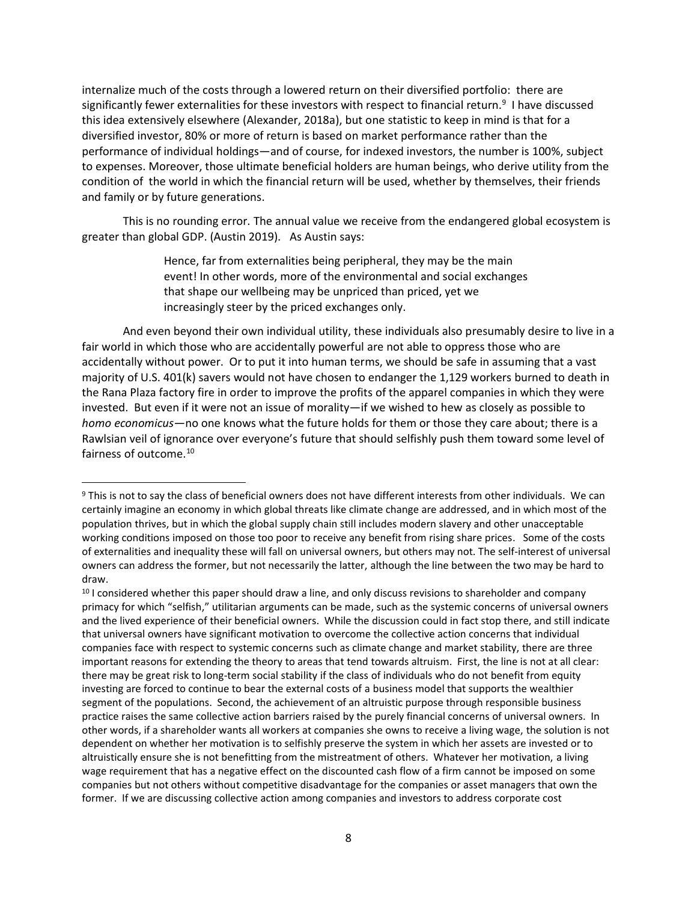internalize much of the costs through a lowered return on their diversified portfolio: there are significantly fewer externalities for these investors with respect to financial return.[9] I have discussed this idea extensively elsewhere (Alexander, 2018a), but one statistic to keep in mind is that for a diversified investor, 80% or more of return is based on market performance rather than the performance of individual holdings—and of course, for indexed investors, the number is 100%, subject to expenses. Moreover, those ultimate beneficial holders are human beings, who derive utility from the condition of the world in which the financial return will be used, whether by themselves, their friends and family or by future generations.

This is no rounding error. The annual value we receive from the endangered global ecosystem is greater than global GDP. (Austin 2019). As Austin says:

> Hence, far from externalities being peripheral, they may be the main event! In other words, more of the environmental and social exchanges that shape our wellbeing may be unpriced than priced, yet we increasingly steer by the priced exchanges only.

And even beyond their own individual utility, these individuals also presumably desire to live in a fair world in which those who are accidentally powerful are not able to oppress those who are accidentally without power. Or to put it into human terms, we should be safe in assuming that a vast majority of U.S. 401(k) savers would not have chosen to endanger the 1,129 workers burned to death in the Rana Plaza factory fire in order to improve the profits of the apparel companies in which they were invested. But even if it were not an issue of morality—if we wished to hew as closely as possible to *homo economicus*—no one knows what the future holds for them or those they care about; there is a Rawlsian veil of ignorance over everyone's future that should selfishly push them toward some level of fairness of outcome.[10]

---

[9] This is not to say the class of beneficial owners does not have different interests from other individuals. We can certainly imagine an economy in which global threats like climate change are addressed, and in which most of the population thrives, but in which the global supply chain still includes modern slavery and other unacceptable working conditions imposed on those too poor to receive any benefit from rising share prices. Some of the costs of externalities and inequality these will fall on universal owners, but others may not. The self-interest of universal owners can address the former, but not necessarily the latter, although the line between the two may be hard to draw.

[10] I considered whether this paper should draw a line, and only discuss revisions to shareholder and company primacy for which "selfish," utilitarian arguments can be made, such as the systemic concerns of universal owners and the lived experience of their beneficial owners. While the discussion could in fact stop there, and still indicate that universal owners have significant motivation to overcome the collective action concerns that individual companies face with respect to systemic concerns such as climate change and market stability, there are three important reasons for extending the theory to areas that tend towards altruism. First, the line is not at all clear: there may be great risk to long-term social stability if the class of individuals who do not benefit from equity investing are forced to continue to bear the external costs of a business model that supports the wealthier segment of the populations. Second, the achievement of an altruistic purpose through responsible business practice raises the same collective action barriers raised by the purely financial concerns of universal owners. In other words, if a shareholder wants all workers at companies she owns to receive a living wage, the solution is not dependent on whether her motivation is to selfishly preserve the system in which her assets are invested or to altruistically ensure she is not benefitting from the mistreatment of others. Whatever her motivation, a living wage requirement that has a negative effect on the discounted cash flow of a firm cannot be imposed on some companies but not others without competitive disadvantage for the companies or asset managers that own the former. If we are discussing collective action among companies and investors to address corporate cost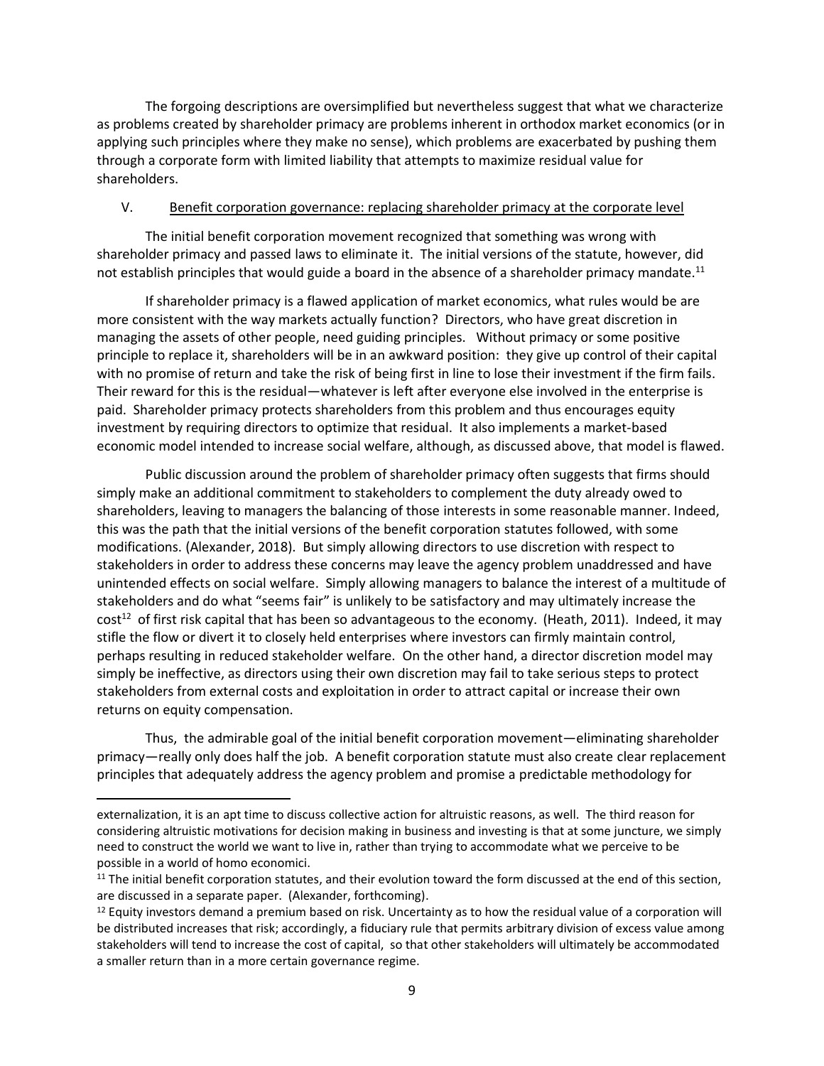The forgoing descriptions are oversimplified but nevertheless suggest that what we characterize as problems created by shareholder primacy are problems inherent in orthodox market economics (or in applying such principles where they make no sense), which problems are exacerbated by pushing them through a corporate form with limited liability that attempts to maximize residual value for shareholders.

## V. Benefit corporation governance: replacing shareholder primacy at the corporate level

The initial benefit corporation movement recognized that something was wrong with shareholder primacy and passed laws to eliminate it. The initial versions of the statute, however, did not establish principles that would guide a board in the absence of a shareholder primacy mandate.[11]

If shareholder primacy is a flawed application of market economics, what rules would be are more consistent with the way markets actually function? Directors, who have great discretion in managing the assets of other people, need guiding principles. Without primacy or some positive principle to replace it, shareholders will be in an awkward position: they give up control of their capital with no promise of return and take the risk of being first in line to lose their investment if the firm fails. Their reward for this is the residual—whatever is left after everyone else involved in the enterprise is paid. Shareholder primacy protects shareholders from this problem and thus encourages equity investment by requiring directors to optimize that residual. It also implements a market-based economic model intended to increase social welfare, although, as discussed above, that model is flawed.

Public discussion around the problem of shareholder primacy often suggests that firms should simply make an additional commitment to stakeholders to complement the duty already owed to shareholders, leaving to managers the balancing of those interests in some reasonable manner. Indeed, this was the path that the initial versions of the benefit corporation statutes followed, with some modifications. (Alexander, 2018). But simply allowing directors to use discretion with respect to stakeholders in order to address these concerns may leave the agency problem unaddressed and have unintended effects on social welfare. Simply allowing managers to balance the interest of a multitude of stakeholders and do what "seems fair" is unlikely to be satisfactory and may ultimately increase the cost[12] of first risk capital that has been so advantageous to the economy. (Heath, 2011). Indeed, it may stifle the flow or divert it to closely held enterprises where investors can firmly maintain control, perhaps resulting in reduced stakeholder welfare. On the other hand, a director discretion model may simply be ineffective, as directors using their own discretion may fail to take serious steps to protect stakeholders from external costs and exploitation in order to attract capital or increase their own returns on equity compensation.

Thus, the admirable goal of the initial benefit corporation movement—eliminating shareholder primacy—really only does half the job. A benefit corporation statute must also create clear replacement principles that adequately address the agency problem and promise a predictable methodology for

---

externalization, it is an apt time to discuss collective action for altruistic reasons, as well. The third reason for considering altruistic motivations for decision making in business and investing is that at some juncture, we simply need to construct the world we want to live in, rather than trying to accommodate what we perceive to be possible in a world of homo economici.

[11] The initial benefit corporation statutes, and their evolution toward the form discussed at the end of this section, are discussed in a separate paper. (Alexander, forthcoming).

[12] Equity investors demand a premium based on risk. Uncertainty as to how the residual value of a corporation will be distributed increases that risk; accordingly, a fiduciary rule that permits arbitrary division of excess value among stakeholders will tend to increase the cost of capital, so that other stakeholders will ultimately be accommodated a smaller return than in a more certain governance regime.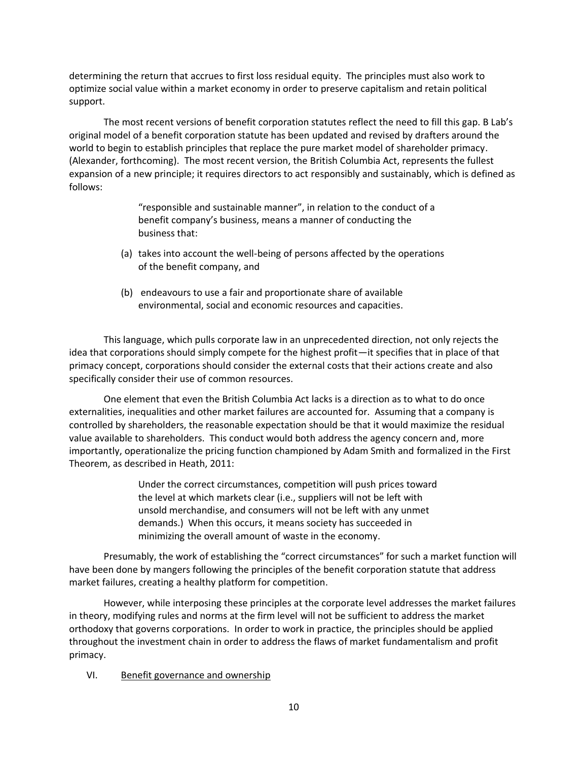determining the return that accrues to first loss residual equity. The principles must also work to optimize social value within a market economy in order to preserve capitalism and retain political support.

The most recent versions of benefit corporation statutes reflect the need to fill this gap. B Lab's original model of a benefit corporation statute has been updated and revised by drafters around the world to begin to establish principles that replace the pure market model of shareholder primacy. (Alexander, forthcoming). The most recent version, the British Columbia Act, represents the fullest expansion of a new principle; it requires directors to act responsibly and sustainably, which is defined as follows:

> "responsible and sustainable manner", in relation to the conduct of a benefit company's business, means a manner of conducting the business that:
>
> (a) takes into account the well-being of persons affected by the operations of the benefit company, and
>
> (b) endeavours to use a fair and proportionate share of available environmental, social and economic resources and capacities.

This language, which pulls corporate law in an unprecedented direction, not only rejects the idea that corporations should simply compete for the highest profit—it specifies that in place of that primacy concept, corporations should consider the external costs that their actions create and also specifically consider their use of common resources.

One element that even the British Columbia Act lacks is a direction as to what to do once externalities, inequalities and other market failures are accounted for. Assuming that a company is controlled by shareholders, the reasonable expectation should be that it would maximize the residual value available to shareholders. This conduct would both address the agency concern and, more importantly, operationalize the pricing function championed by Adam Smith and formalized in the First Theorem, as described in Heath, 2011:

> Under the correct circumstances, competition will push prices toward the level at which markets clear (i.e., suppliers will not be left with unsold merchandise, and consumers will not be left with any unmet demands.) When this occurs, it means society has succeeded in minimizing the overall amount of waste in the economy.

Presumably, the work of establishing the "correct circumstances" for such a market function will have been done by mangers following the principles of the benefit corporation statute that address market failures, creating a healthy platform for competition.

However, while interposing these principles at the corporate level addresses the market failures in theory, modifying rules and norms at the firm level will not be sufficient to address the market orthodoxy that governs corporations. In order to work in practice, the principles should be applied throughout the investment chain in order to address the flaws of market fundamentalism and profit primacy.

## VI. Benefit governance and ownership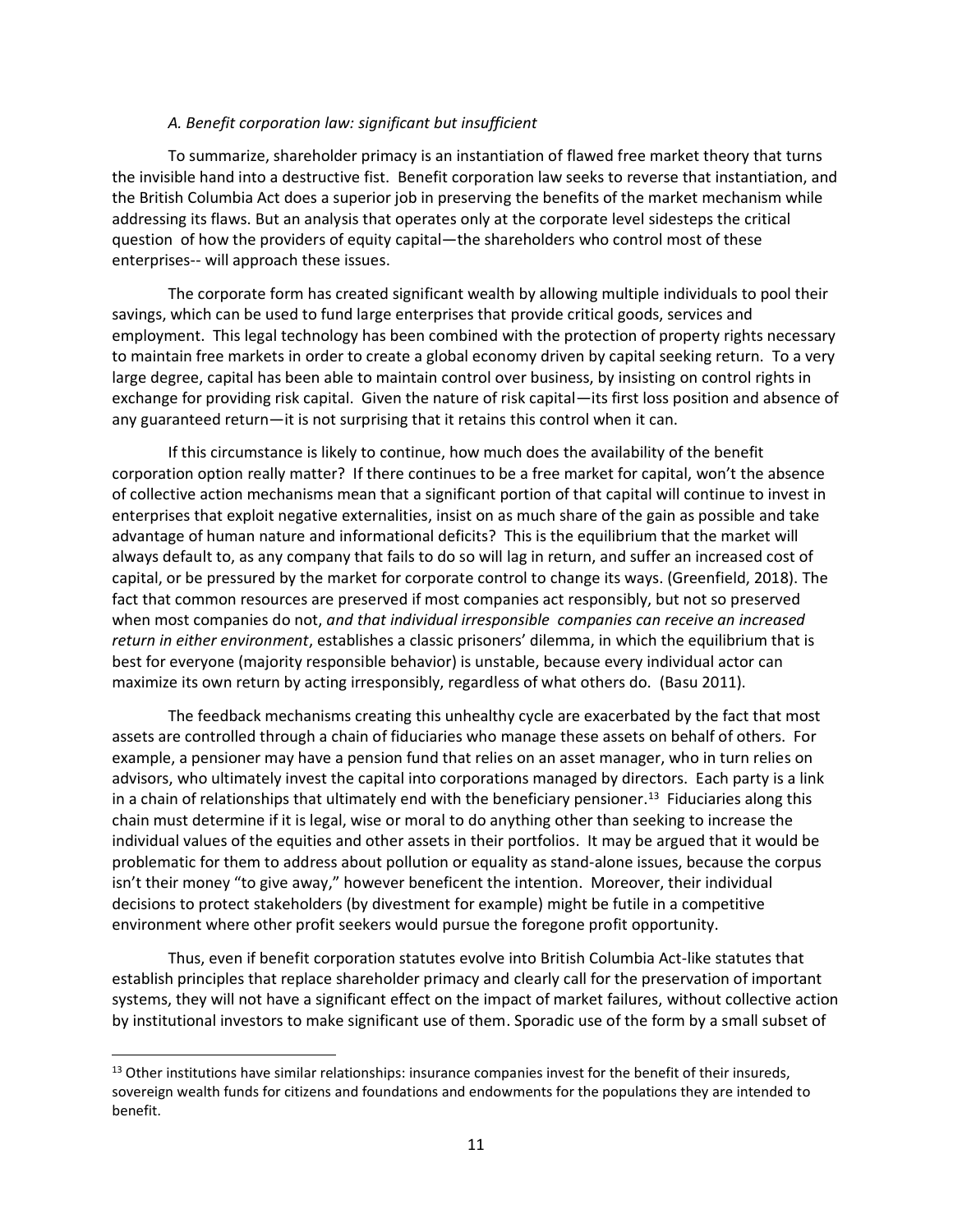### *A. Benefit corporation law: significant but insufficient*

To summarize, shareholder primacy is an instantiation of flawed free market theory that turns the invisible hand into a destructive fist. Benefit corporation law seeks to reverse that instantiation, and the British Columbia Act does a superior job in preserving the benefits of the market mechanism while addressing its flaws. But an analysis that operates only at the corporate level sidesteps the critical question of how the providers of equity capital—the shareholders who control most of these enterprises-- will approach these issues.

The corporate form has created significant wealth by allowing multiple individuals to pool their savings, which can be used to fund large enterprises that provide critical goods, services and employment. This legal technology has been combined with the protection of property rights necessary to maintain free markets in order to create a global economy driven by capital seeking return. To a very large degree, capital has been able to maintain control over business, by insisting on control rights in exchange for providing risk capital. Given the nature of risk capital—its first loss position and absence of any guaranteed return—it is not surprising that it retains this control when it can.

If this circumstance is likely to continue, how much does the availability of the benefit corporation option really matter? If there continues to be a free market for capital, won't the absence of collective action mechanisms mean that a significant portion of that capital will continue to invest in enterprises that exploit negative externalities, insist on as much share of the gain as possible and take advantage of human nature and informational deficits? This is the equilibrium that the market will always default to, as any company that fails to do so will lag in return, and suffer an increased cost of capital, or be pressured by the market for corporate control to change its ways. (Greenfield, 2018). The fact that common resources are preserved if most companies act responsibly, but not so preserved when most companies do not, *and that individual irresponsible companies can receive an increased return in either environment*, establishes a classic prisoners' dilemma, in which the equilibrium that is best for everyone (majority responsible behavior) is unstable, because every individual actor can maximize its own return by acting irresponsibly, regardless of what others do. (Basu 2011).

The feedback mechanisms creating this unhealthy cycle are exacerbated by the fact that most assets are controlled through a chain of fiduciaries who manage these assets on behalf of others. For example, a pensioner may have a pension fund that relies on an asset manager, who in turn relies on advisors, who ultimately invest the capital into corporations managed by directors. Each party is a link in a chain of relationships that ultimately end with the beneficiary pensioner.[13] Fiduciaries along this chain must determine if it is legal, wise or moral to do anything other than seeking to increase the individual values of the equities and other assets in their portfolios. It may be argued that it would be problematic for them to address about pollution or equality as stand-alone issues, because the corpus isn't their money "to give away," however beneficent the intention. Moreover, their individual decisions to protect stakeholders (by divestment for example) might be futile in a competitive environment where other profit seekers would pursue the foregone profit opportunity.

Thus, even if benefit corporation statutes evolve into British Columbia Act-like statutes that establish principles that replace shareholder primacy and clearly call for the preservation of important systems, they will not have a significant effect on the impact of market failures, without collective action by institutional investors to make significant use of them. Sporadic use of the form by a small subset of

---

[13] Other institutions have similar relationships: insurance companies invest for the benefit of their insureds, sovereign wealth funds for citizens and foundations and endowments for the populations they are intended to benefit.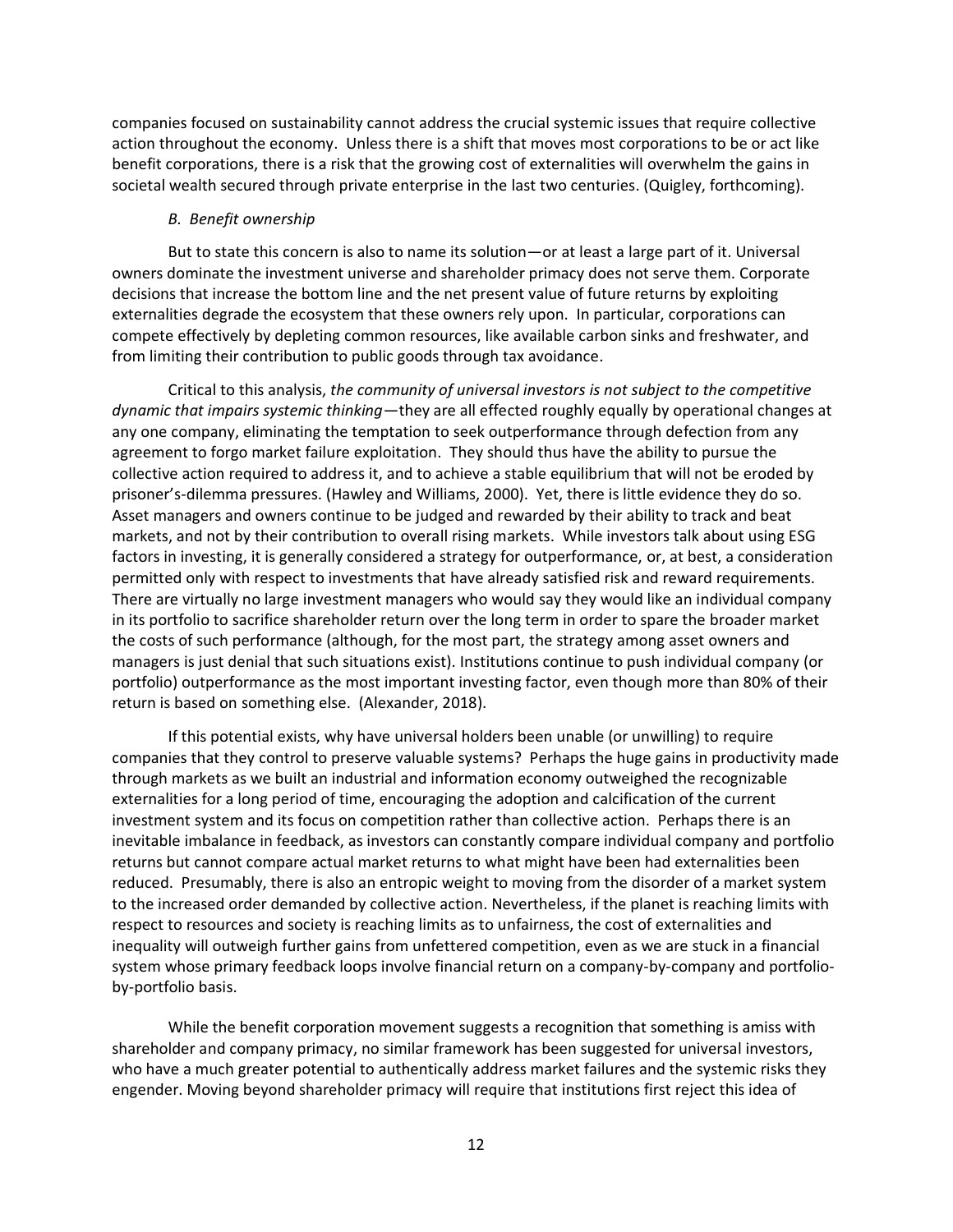companies focused on sustainability cannot address the crucial systemic issues that require collective action throughout the economy. Unless there is a shift that moves most corporations to be or act like benefit corporations, there is a risk that the growing cost of externalities will overwhelm the gains in societal wealth secured through private enterprise in the last two centuries. (Quigley, forthcoming).

### *B. Benefit ownership*

But to state this concern is also to name its solution—or at least a large part of it. Universal owners dominate the investment universe and shareholder primacy does not serve them. Corporate decisions that increase the bottom line and the net present value of future returns by exploiting externalities degrade the ecosystem that these owners rely upon. In particular, corporations can compete effectively by depleting common resources, like available carbon sinks and freshwater, and from limiting their contribution to public goods through tax avoidance.

Critical to this analysis, *the community of universal investors is not subject to the competitive dynamic that impairs systemic thinking*—they are all effected roughly equally by operational changes at any one company, eliminating the temptation to seek outperformance through defection from any agreement to forgo market failure exploitation. They should thus have the ability to pursue the collective action required to address it, and to achieve a stable equilibrium that will not be eroded by prisoner's-dilemma pressures. (Hawley and Williams, 2000). Yet, there is little evidence they do so. Asset managers and owners continue to be judged and rewarded by their ability to track and beat markets, and not by their contribution to overall rising markets. While investors talk about using ESG factors in investing, it is generally considered a strategy for outperformance, or, at best, a consideration permitted only with respect to investments that have already satisfied risk and reward requirements. There are virtually no large investment managers who would say they would like an individual company in its portfolio to sacrifice shareholder return over the long term in order to spare the broader market the costs of such performance (although, for the most part, the strategy among asset owners and managers is just denial that such situations exist). Institutions continue to push individual company (or portfolio) outperformance as the most important investing factor, even though more than 80% of their return is based on something else. (Alexander, 2018).

If this potential exists, why have universal holders been unable (or unwilling) to require companies that they control to preserve valuable systems? Perhaps the huge gains in productivity made through markets as we built an industrial and information economy outweighed the recognizable externalities for a long period of time, encouraging the adoption and calcification of the current investment system and its focus on competition rather than collective action. Perhaps there is an inevitable imbalance in feedback, as investors can constantly compare individual company and portfolio returns but cannot compare actual market returns to what might have been had externalities been reduced. Presumably, there is also an entropic weight to moving from the disorder of a market system to the increased order demanded by collective action. Nevertheless, if the planet is reaching limits with respect to resources and society is reaching limits as to unfairness, the cost of externalities and inequality will outweigh further gains from unfettered competition, even as we are stuck in a financial system whose primary feedback loops involve financial return on a company-by-company and portfolio-by-portfolio basis.

While the benefit corporation movement suggests a recognition that something is amiss with shareholder and company primacy, no similar framework has been suggested for universal investors, who have a much greater potential to authentically address market failures and the systemic risks they engender. Moving beyond shareholder primacy will require that institutions first reject this idea of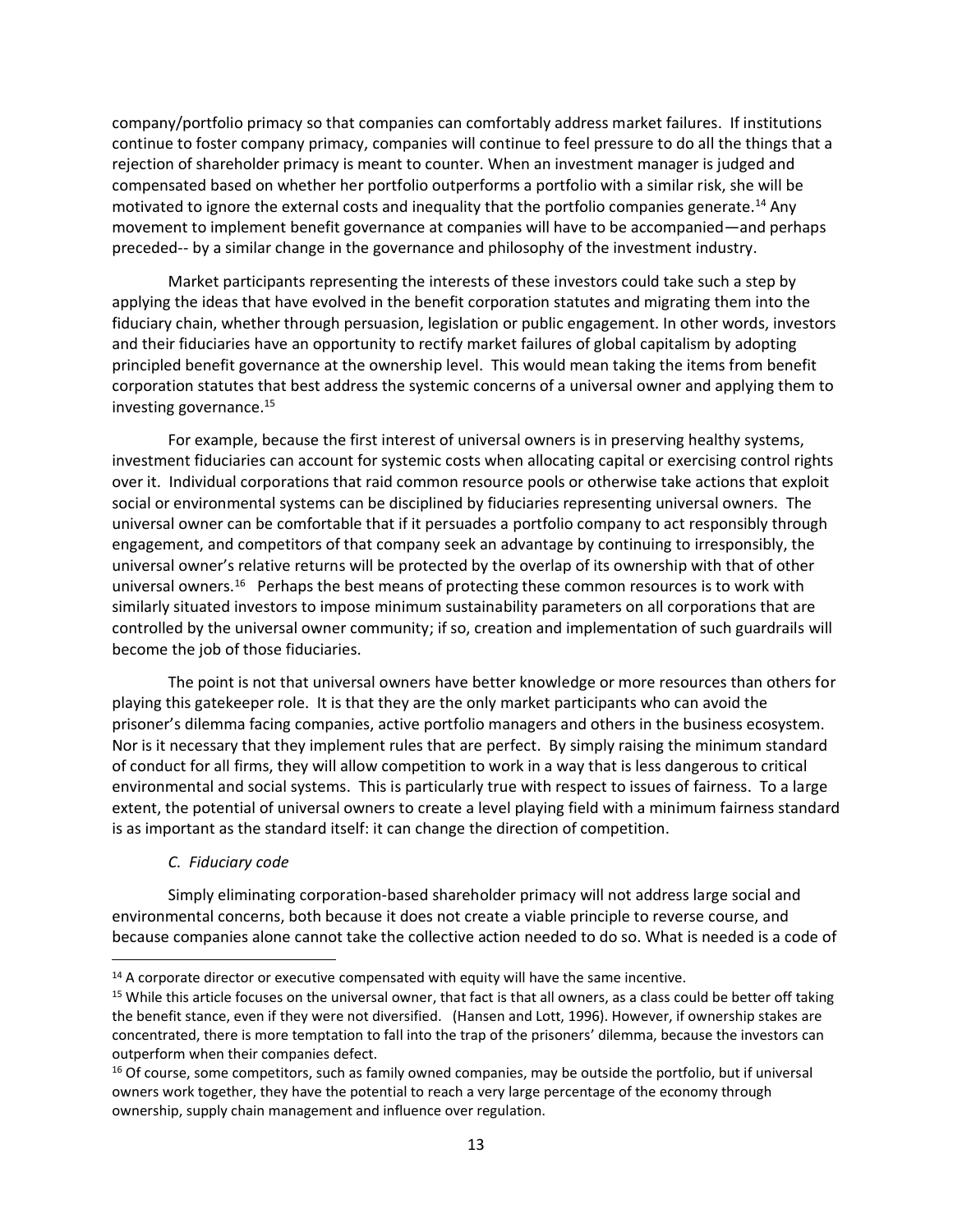company/portfolio primacy so that companies can comfortably address market failures. If institutions continue to foster company primacy, companies will continue to feel pressure to do all the things that a rejection of shareholder primacy is meant to counter. When an investment manager is judged and compensated based on whether her portfolio outperforms a portfolio with a similar risk, she will be motivated to ignore the external costs and inequality that the portfolio companies generate.[14] Any movement to implement benefit governance at companies will have to be accompanied—and perhaps preceded-- by a similar change in the governance and philosophy of the investment industry.

Market participants representing the interests of these investors could take such a step by applying the ideas that have evolved in the benefit corporation statutes and migrating them into the fiduciary chain, whether through persuasion, legislation or public engagement. In other words, investors and their fiduciaries have an opportunity to rectify market failures of global capitalism by adopting principled benefit governance at the ownership level. This would mean taking the items from benefit corporation statutes that best address the systemic concerns of a universal owner and applying them to investing governance.[15]

For example, because the first interest of universal owners is in preserving healthy systems, investment fiduciaries can account for systemic costs when allocating capital or exercising control rights over it. Individual corporations that raid common resource pools or otherwise take actions that exploit social or environmental systems can be disciplined by fiduciaries representing universal owners. The universal owner can be comfortable that if it persuades a portfolio company to act responsibly through engagement, and competitors of that company seek an advantage by continuing to irresponsibly, the universal owner's relative returns will be protected by the overlap of its ownership with that of other universal owners.[16] Perhaps the best means of protecting these common resources is to work with similarly situated investors to impose minimum sustainability parameters on all corporations that are controlled by the universal owner community; if so, creation and implementation of such guardrails will become the job of those fiduciaries.

The point is not that universal owners have better knowledge or more resources than others for playing this gatekeeper role. It is that they are the only market participants who can avoid the prisoner's dilemma facing companies, active portfolio managers and others in the business ecosystem. Nor is it necessary that they implement rules that are perfect. By simply raising the minimum standard of conduct for all firms, they will allow competition to work in a way that is less dangerous to critical environmental and social systems. This is particularly true with respect to issues of fairness. To a large extent, the potential of universal owners to create a level playing field with a minimum fairness standard is as important as the standard itself: it can change the direction of competition.

### *C. Fiduciary code*

Simply eliminating corporation-based shareholder primacy will not address large social and environmental concerns, both because it does not create a viable principle to reverse course, and because companies alone cannot take the collective action needed to do so. What is needed is a code of

---

[14] A corporate director or executive compensated with equity will have the same incentive.

[15] While this article focuses on the universal owner, that fact is that all owners, as a class could be better off taking the benefit stance, even if they were not diversified. (Hansen and Lott, 1996). However, if ownership stakes are concentrated, there is more temptation to fall into the trap of the prisoners' dilemma, because the investors can outperform when their companies defect.

[16] Of course, some competitors, such as family owned companies, may be outside the portfolio, but if universal owners work together, they have the potential to reach a very large percentage of the economy through ownership, supply chain management and influence over regulation.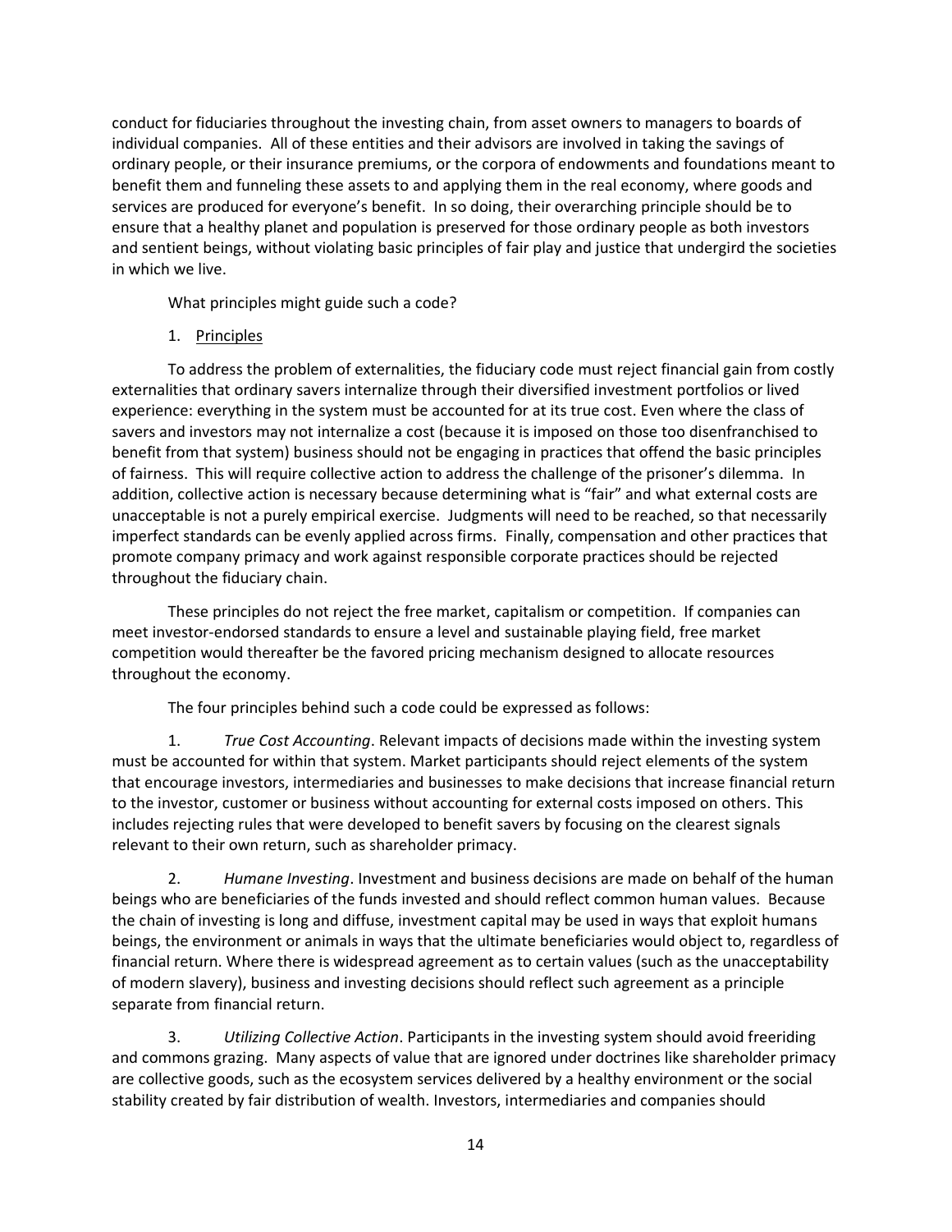conduct for fiduciaries throughout the investing chain, from asset owners to managers to boards of individual companies. All of these entities and their advisors are involved in taking the savings of ordinary people, or their insurance premiums, or the corpora of endowments and foundations meant to benefit them and funneling these assets to and applying them in the real economy, where goods and services are produced for everyone's benefit. In so doing, their overarching principle should be to ensure that a healthy planet and population is preserved for those ordinary people as both investors and sentient beings, without violating basic principles of fair play and justice that undergird the societies in which we live.

What principles might guide such a code?

1. <u>Principles</u>

To address the problem of externalities, the fiduciary code must reject financial gain from costly externalities that ordinary savers internalize through their diversified investment portfolios or lived experience: everything in the system must be accounted for at its true cost. Even where the class of savers and investors may not internalize a cost (because it is imposed on those too disenfranchised to benefit from that system) business should not be engaging in practices that offend the basic principles of fairness. This will require collective action to address the challenge of the prisoner's dilemma. In addition, collective action is necessary because determining what is "fair" and what external costs are unacceptable is not a purely empirical exercise. Judgments will need to be reached, so that necessarily imperfect standards can be evenly applied across firms. Finally, compensation and other practices that promote company primacy and work against responsible corporate practices should be rejected throughout the fiduciary chain.

These principles do not reject the free market, capitalism or competition. If companies can meet investor-endorsed standards to ensure a level and sustainable playing field, free market competition would thereafter be the favored pricing mechanism designed to allocate resources throughout the economy.

The four principles behind such a code could be expressed as follows:

1. *True Cost Accounting*. Relevant impacts of decisions made within the investing system must be accounted for within that system. Market participants should reject elements of the system that encourage investors, intermediaries and businesses to make decisions that increase financial return to the investor, customer or business without accounting for external costs imposed on others. This includes rejecting rules that were developed to benefit savers by focusing on the clearest signals relevant to their own return, such as shareholder primacy.

2. *Humane Investing*. Investment and business decisions are made on behalf of the human beings who are beneficiaries of the funds invested and should reflect common human values. Because the chain of investing is long and diffuse, investment capital may be used in ways that exploit humans beings, the environment or animals in ways that the ultimate beneficiaries would object to, regardless of financial return. Where there is widespread agreement as to certain values (such as the unacceptability of modern slavery), business and investing decisions should reflect such agreement as a principle separate from financial return.

3. *Utilizing Collective Action*. Participants in the investing system should avoid freeriding and commons grazing. Many aspects of value that are ignored under doctrines like shareholder primacy are collective goods, such as the ecosystem services delivered by a healthy environment or the social stability created by fair distribution of wealth. Investors, intermediaries and companies should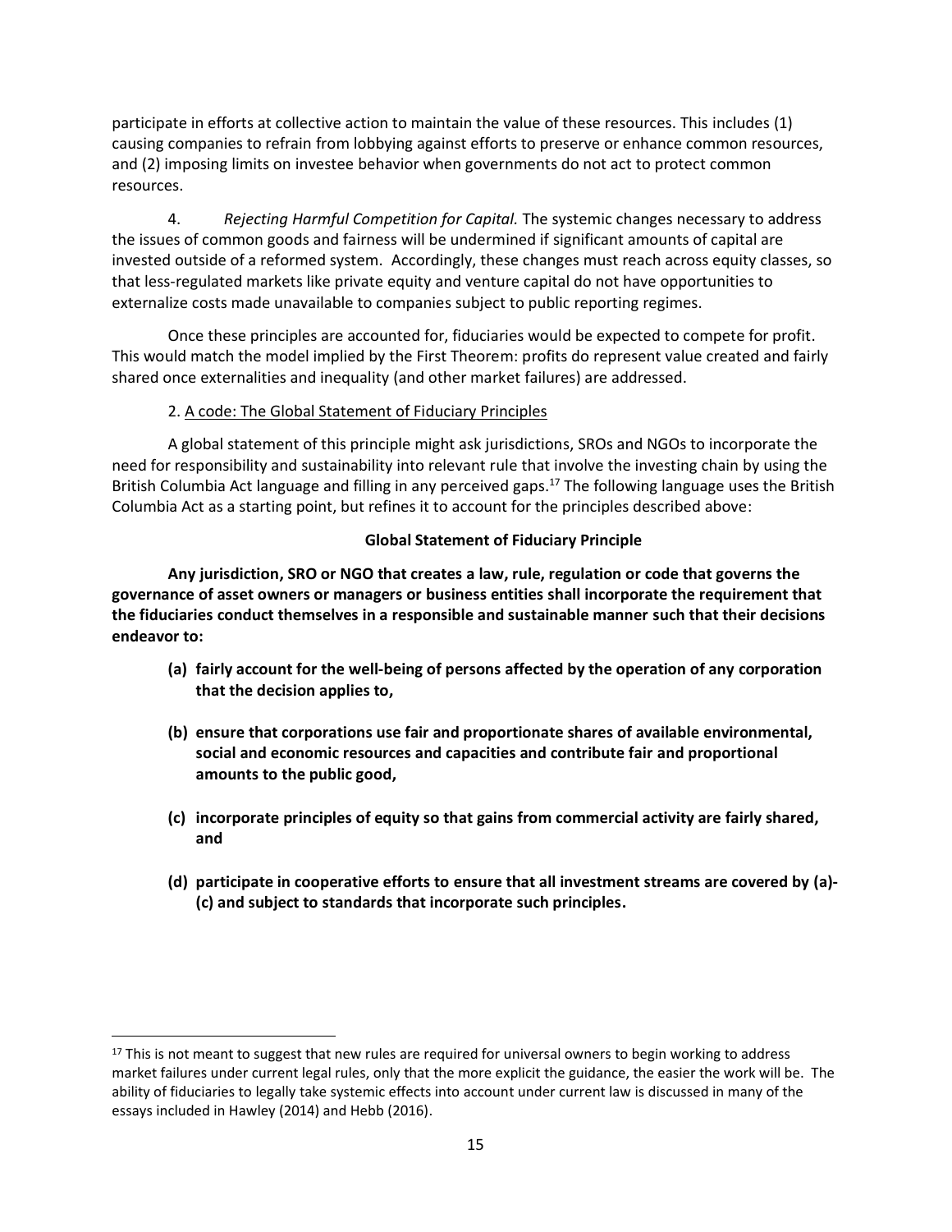participate in efforts at collective action to maintain the value of these resources. This includes (1) causing companies to refrain from lobbying against efforts to preserve or enhance common resources, and (2) imposing limits on investee behavior when governments do not act to protect common resources.

4. *Rejecting Harmful Competition for Capital.* The systemic changes necessary to address the issues of common goods and fairness will be undermined if significant amounts of capital are invested outside of a reformed system. Accordingly, these changes must reach across equity classes, so that less-regulated markets like private equity and venture capital do not have opportunities to externalize costs made unavailable to companies subject to public reporting regimes.

Once these principles are accounted for, fiduciaries would be expected to compete for profit. This would match the model implied by the First Theorem: profits do represent value created and fairly shared once externalities and inequality (and other market failures) are addressed.

2. <u>A code: The Global Statement of Fiduciary Principles</u>

A global statement of this principle might ask jurisdictions, SROs and NGOs to incorporate the need for responsibility and sustainability into relevant rule that involve the investing chain by using the British Columbia Act language and filling in any perceived gaps.[17] The following language uses the British Columbia Act as a starting point, but refines it to account for the principles described above:

**Global Statement of Fiduciary Principle**

**Any jurisdiction, SRO or NGO that creates a law, rule, regulation or code that governs the governance of asset owners or managers or business entities shall incorporate the requirement that the fiduciaries conduct themselves in a responsible and sustainable manner such that their decisions endeavor to:**

- **(a) fairly account for the well-being of persons affected by the operation of any corporation that the decision applies to,**
- **(b) ensure that corporations use fair and proportionate shares of available environmental, social and economic resources and capacities and contribute fair and proportional amounts to the public good,**
- **(c) incorporate principles of equity so that gains from commercial activity are fairly shared, and**
- **(d) participate in cooperative efforts to ensure that all investment streams are covered by (a)-(c) and subject to standards that incorporate such principles.**

---

[17] This is not meant to suggest that new rules are required for universal owners to begin working to address market failures under current legal rules, only that the more explicit the guidance, the easier the work will be. The ability of fiduciaries to legally take systemic effects into account under current law is discussed in many of the essays included in Hawley (2014) and Hebb (2016).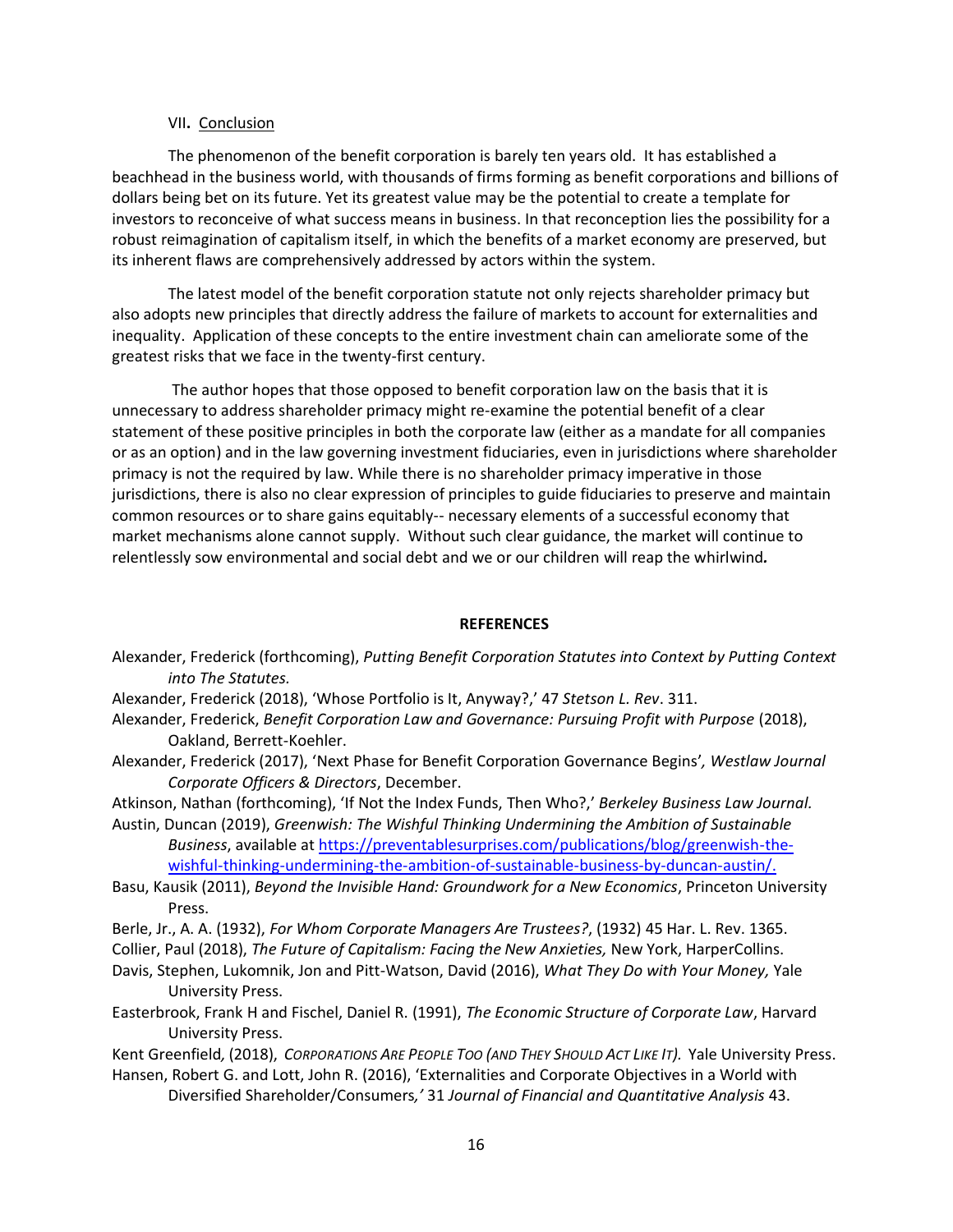## VII. Conclusion

The phenomenon of the benefit corporation is barely ten years old. It has established a beachhead in the business world, with thousands of firms forming as benefit corporations and billions of dollars being bet on its future. Yet its greatest value may be the potential to create a template for investors to reconceive of what success means in business. In that reconception lies the possibility for a robust reimagination of capitalism itself, in which the benefits of a market economy are preserved, but its inherent flaws are comprehensively addressed by actors within the system.

The latest model of the benefit corporation statute not only rejects shareholder primacy but also adopts new principles that directly address the failure of markets to account for externalities and inequality. Application of these concepts to the entire investment chain can ameliorate some of the greatest risks that we face in the twenty-first century.

The author hopes that those opposed to benefit corporation law on the basis that it is unnecessary to address shareholder primacy might re-examine the potential benefit of a clear statement of these positive principles in both the corporate law (either as a mandate for all companies or as an option) and in the law governing investment fiduciaries, even in jurisdictions where shareholder primacy is not the required by law. While there is no shareholder primacy imperative in those jurisdictions, there is also no clear expression of principles to guide fiduciaries to preserve and maintain common resources or to share gains equitably-- necessary elements of a successful economy that market mechanisms alone cannot supply. Without such clear guidance, the market will continue to relentlessly sow environmental and social debt and we or our children will reap the whirlwind***.***

**REFERENCES**

Alexander, Frederick (forthcoming), *Putting Benefit Corporation Statutes into Context by Putting Context into The Statutes.*

Alexander, Frederick (2018), 'Whose Portfolio is It, Anyway?,' 47 *Stetson L. Rev*. 311.

Alexander, Frederick, *Benefit Corporation Law and Governance: Pursuing Profit with Purpose* (2018), Oakland, Berrett-Koehler.

Alexander, Frederick (2017), 'Next Phase for Benefit Corporation Governance Begins'*, Westlaw Journal Corporate Officers & Directors*, December.

Atkinson, Nathan (forthcoming), 'If Not the Index Funds, Then Who?,' *Berkeley Business Law Journal.*

Austin, Duncan (2019), *Greenwish: The Wishful Thinking Undermining the Ambition of Sustainable Business*, available at https://preventablesurprises.com/publications/blog/greenwish-the-wishful-thinking-undermining-the-ambition-of-sustainable-business-by-duncan-austin/.

Basu, Kausik (2011), *Beyond the Invisible Hand: Groundwork for a New Economics*, Princeton University Press.

Berle, Jr., A. A. (1932), *For Whom Corporate Managers Are Trustees?*, (1932) 45 Har. L. Rev. 1365.

Collier, Paul (2018), *The Future of Capitalism: Facing the New Anxieties,* New York, HarperCollins.

Davis, Stephen, Lukomnik, Jon and Pitt-Watson, David (2016), *What They Do with Your Money,* Yale University Press.

Easterbrook, Frank H and Fischel, Daniel R. (1991), *The Economic Structure of Corporate Law*, Harvard University Press.

Kent Greenfield*,* (2018), *Corporations Are People Too (and They Should Act Like It).* Yale University Press.

Hansen, Robert G. and Lott, John R. (2016), 'Externalities and Corporate Objectives in a World with Diversified Shareholder/Consumers*,'* 31 *Journal of Financial and Quantitative Analysis* 43.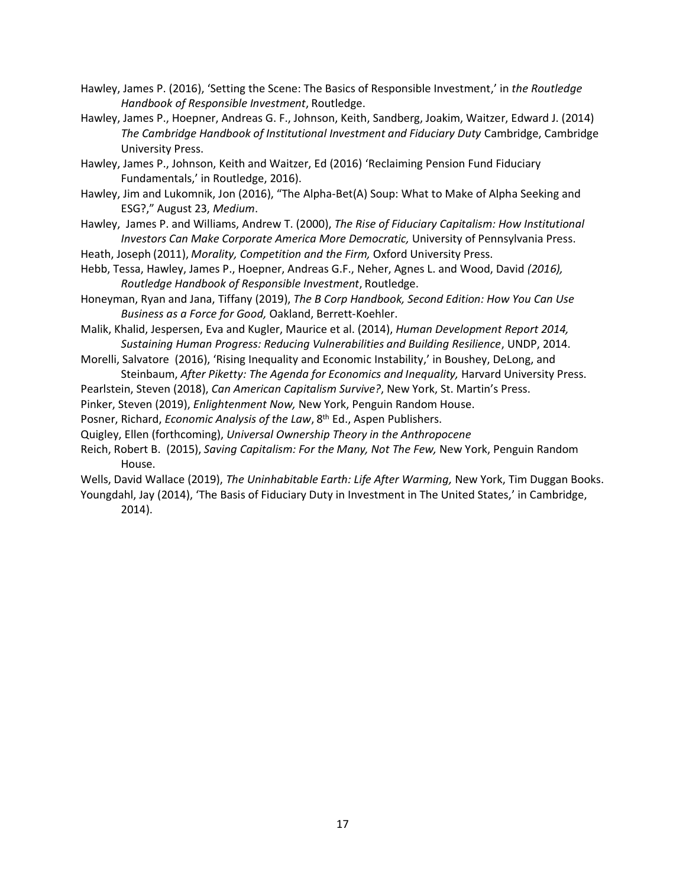Hawley, James P. (2016), 'Setting the Scene: The Basics of Responsible Investment,' in *the Routledge Handbook of Responsible Investment*, Routledge.

Hawley, James P., Hoepner, Andreas G. F., Johnson, Keith, Sandberg, Joakim, Waitzer, Edward J. (2014) *The Cambridge Handbook of Institutional Investment and Fiduciary Duty* Cambridge, Cambridge University Press.

Hawley, James P., Johnson, Keith and Waitzer, Ed (2016) 'Reclaiming Pension Fund Fiduciary Fundamentals,' in Routledge, 2016).

Hawley, Jim and Lukomnik, Jon (2016), "The Alpha-Bet(A) Soup: What to Make of Alpha Seeking and ESG?," August 23, *Medium*.

Hawley, James P. and Williams, Andrew T. (2000), *The Rise of Fiduciary Capitalism: How Institutional Investors Can Make Corporate America More Democratic,* University of Pennsylvania Press.

Heath, Joseph (2011), *Morality, Competition and the Firm,* Oxford University Press.

Hebb, Tessa, Hawley, James P., Hoepner, Andreas G.F., Neher, Agnes L. and Wood, David *(2016), Routledge Handbook of Responsible Investment*, Routledge.

Honeyman, Ryan and Jana, Tiffany (2019), *The B Corp Handbook, Second Edition: How You Can Use Business as a Force for Good,* Oakland, Berrett-Koehler.

Malik, Khalid, Jespersen, Eva and Kugler, Maurice et al. (2014), *Human Development Report 2014, Sustaining Human Progress: Reducing Vulnerabilities and Building Resilience*, UNDP, 2014.

Morelli, Salvatore (2016), 'Rising Inequality and Economic Instability,' in Boushey, DeLong, and Steinbaum, *After Piketty: The Agenda for Economics and Inequality,* Harvard University Press.

Pearlstein, Steven (2018), *Can American Capitalism Survive?*, New York, St. Martin's Press.

Pinker, Steven (2019), *Enlightenment Now,* New York, Penguin Random House.

Posner, Richard, *Economic Analysis of the Law*, 8th Ed., Aspen Publishers.

Quigley, Ellen (forthcoming), *Universal Ownership Theory in the Anthropocene*

Reich, Robert B. (2015), *Saving Capitalism: For the Many, Not The Few,* New York, Penguin Random House.

Wells, David Wallace (2019), *The Uninhabitable Earth: Life After Warming,* New York, Tim Duggan Books.

Youngdahl, Jay (2014), 'The Basis of Fiduciary Duty in Investment in The United States,' in Cambridge, 2014).